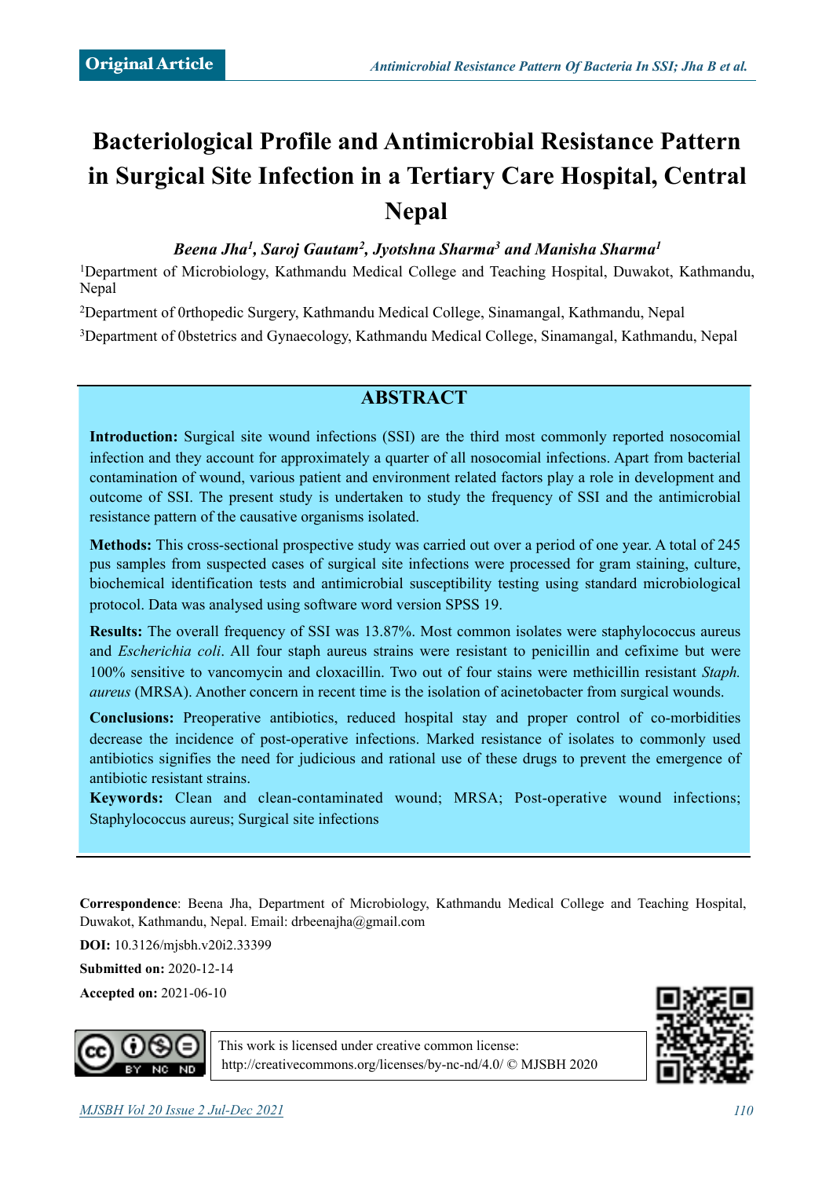Original Article

# Bacteriological Profile and Antimicrobial Resistance Pattern in Surgical Site Infection in a Tertiary Care Hospital, Central Nepal

***Beena Jha[1], Saroj Gautam[2], Jyotshna Sharma[3] and Manisha Sharma[1]***

[1]Department of Microbiology, Kathmandu Medical College and Teaching Hospital, Duwakot, Kathmandu, Nepal

[2]Department of 0rthopedic Surgery, Kathmandu Medical College, Sinamangal, Kathmandu, Nepal

[3]Department of 0bstetrics and Gynaecology, Kathmandu Medical College, Sinamangal, Kathmandu, Nepal

## ABSTRACT

**Introduction:** Surgical site wound infections (SSI) are the third most commonly reported nosocomial infection and they account for approximately a quarter of all nosocomial infections. Apart from bacterial contamination of wound, various patient and environment related factors play a role in development and outcome of SSI. The present study is undertaken to study the frequency of SSI and the antimicrobial resistance pattern of the causative organisms isolated.

**Methods:** This cross-sectional prospective study was carried out over a period of one year. A total of 245 pus samples from suspected cases of surgical site infections were processed for gram staining, culture, biochemical identification tests and antimicrobial susceptibility testing using standard microbiological protocol. Data was analysed using software word version SPSS 19.

**Results:** The overall frequency of SSI was 13.87%. Most common isolates were staphylococcus aureus and *Escherichia coli*. All four staph aureus strains were resistant to penicillin and cefixime but were 100% sensitive to vancomycin and cloxacillin. Two out of four stains were methicillin resistant *Staph. aureus* (MRSA). Another concern in recent time is the isolation of acinetobacter from surgical wounds.

**Conclusions:** Preoperative antibiotics, reduced hospital stay and proper control of co-morbidities decrease the incidence of post-operative infections. Marked resistance of isolates to commonly used antibiotics signifies the need for judicious and rational use of these drugs to prevent the emergence of antibiotic resistant strains.

**Keywords:** Clean and clean-contaminated wound; MRSA; Post-operative wound infections; Staphylococcus aureus; Surgical site infections

**Correspondence**: Beena Jha, Department of Microbiology, Kathmandu Medical College and Teaching Hospital, Duwakot, Kathmandu, Nepal. Email: drbeenajha@gmail.com

**DOI:** 10.3126/mjsbh.v20i2.33399

**Submitted on:** 2020-12-14

**Accepted on:** 2021-06-10

This work is licensed under creative common license: http://creativecommons.org/licenses/by-nc-nd/4.0/ © MJSBH 2020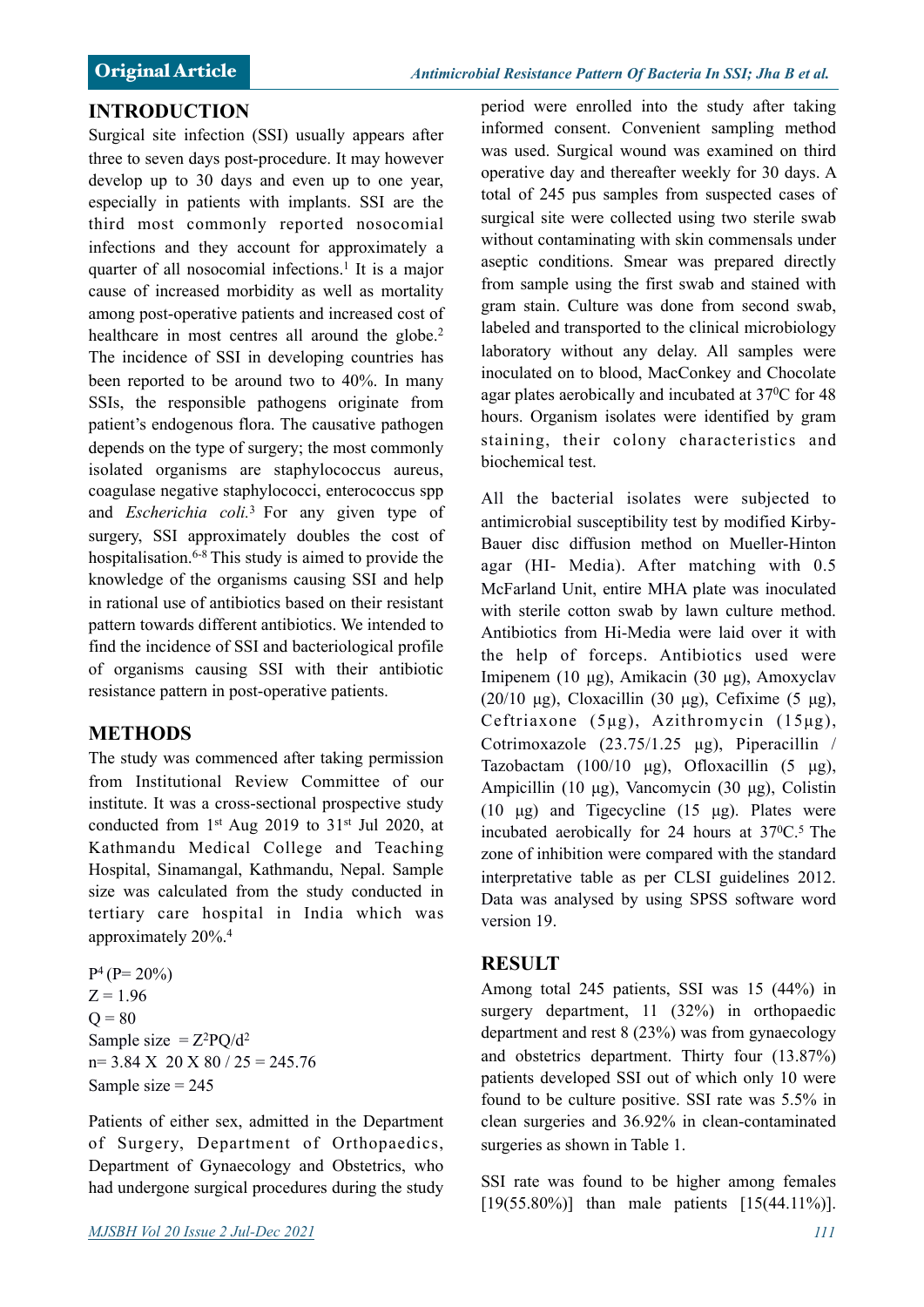## INTRODUCTION

Surgical site infection (SSI) usually appears after three to seven days post-procedure. It may however develop up to 30 days and even up to one year, especially in patients with implants. SSI are the third most commonly reported nosocomial infections and they account for approximately a quarter of all nosocomial infections.[1] It is a major cause of increased morbidity as well as mortality among post-operative patients and increased cost of healthcare in most centres all around the globe.[2] The incidence of SSI in developing countries has been reported to be around two to 40%. In many SSIs, the responsible pathogens originate from patient's endogenous flora. The causative pathogen depends on the type of surgery; the most commonly isolated organisms are staphylococcus aureus, coagulase negative staphylococci, enterococcus spp and *Escherichia coli.*[3] For any given type of surgery, SSI approximately doubles the cost of hospitalisation.[6-8] This study is aimed to provide the knowledge of the organisms causing SSI and help in rational use of antibiotics based on their resistant pattern towards different antibiotics. We intended to find the incidence of SSI and bacteriological profile of organisms causing SSI with their antibiotic resistance pattern in post-operative patients.

## METHODS

The study was commenced after taking permission from Institutional Review Committee of our institute. It was a cross-sectional prospective study conducted from 1st Aug 2019 to 31st Jul 2020, at Kathmandu Medical College and Teaching Hospital, Sinamangal, Kathmandu, Nepal. Sample size was calculated from the study conducted in tertiary care hospital in India which was approximately 20%.[4]

P[4] (P= 20%)
Z = 1.96
Q = 80
Sample size $= Z^2PQ/d^2$
n= 3.84 X 20 X 80 / 25 = 245.76
Sample size = 245

Patients of either sex, admitted in the Department of Surgery, Department of Orthopaedics, Department of Gynaecology and Obstetrics, who had undergone surgical procedures during the study period were enrolled into the study after taking informed consent. Convenient sampling method was used. Surgical wound was examined on third operative day and thereafter weekly for 30 days. A total of 245 pus samples from suspected cases of surgical site were collected using two sterile swab without contaminating with skin commensals under aseptic conditions. Smear was prepared directly from sample using the first swab and stained with gram stain. Culture was done from second swab, labeled and transported to the clinical microbiology laboratory without any delay. All samples were inoculated on to blood, MacConkey and Chocolate agar plates aerobically and incubated at 37°C for 48 hours. Organism isolates were identified by gram staining, their colony characteristics and biochemical test.

All the bacterial isolates were subjected to antimicrobial susceptibility test by modified Kirby-Bauer disc diffusion method on Mueller-Hinton agar (HI- Media). After matching with 0.5 McFarland Unit, entire MHA plate was inoculated with sterile cotton swab by lawn culture method. Antibiotics from Hi-Media were laid over it with the help of forceps. Antibiotics used were Imipenem (10 µg), Amikacin (30 µg), Amoxyclav (20/10 µg), Cloxacillin (30 µg), Cefixime (5 µg), Ceftriaxone (5µg), Azithromycin (15µg), Cotrimoxazole (23.75/1.25 µg), Piperacillin / Tazobactam (100/10 µg), Ofloxacillin (5 µg), Ampicillin (10 µg), Vancomycin (30 µg), Colistin (10 µg) and Tigecycline (15 µg). Plates were incubated aerobically for 24 hours at 37°C.[5] The zone of inhibition were compared with the standard interpretative table as per CLSI guidelines 2012. Data was analysed by using SPSS software word version 19.

## RESULT

Among total 245 patients, SSI was 15 (44%) in surgery department, 11 (32%) in orthopaedic department and rest 8 (23%) was from gynaecology and obstetrics department. Thirty four (13.87%) patients developed SSI out of which only 10 were found to be culture positive. SSI rate was 5.5% in clean surgeries and 36.92% in clean-contaminated surgeries as shown in Table 1.

SSI rate was found to be higher among females [19(55.80%)] than male patients [15(44.11%)].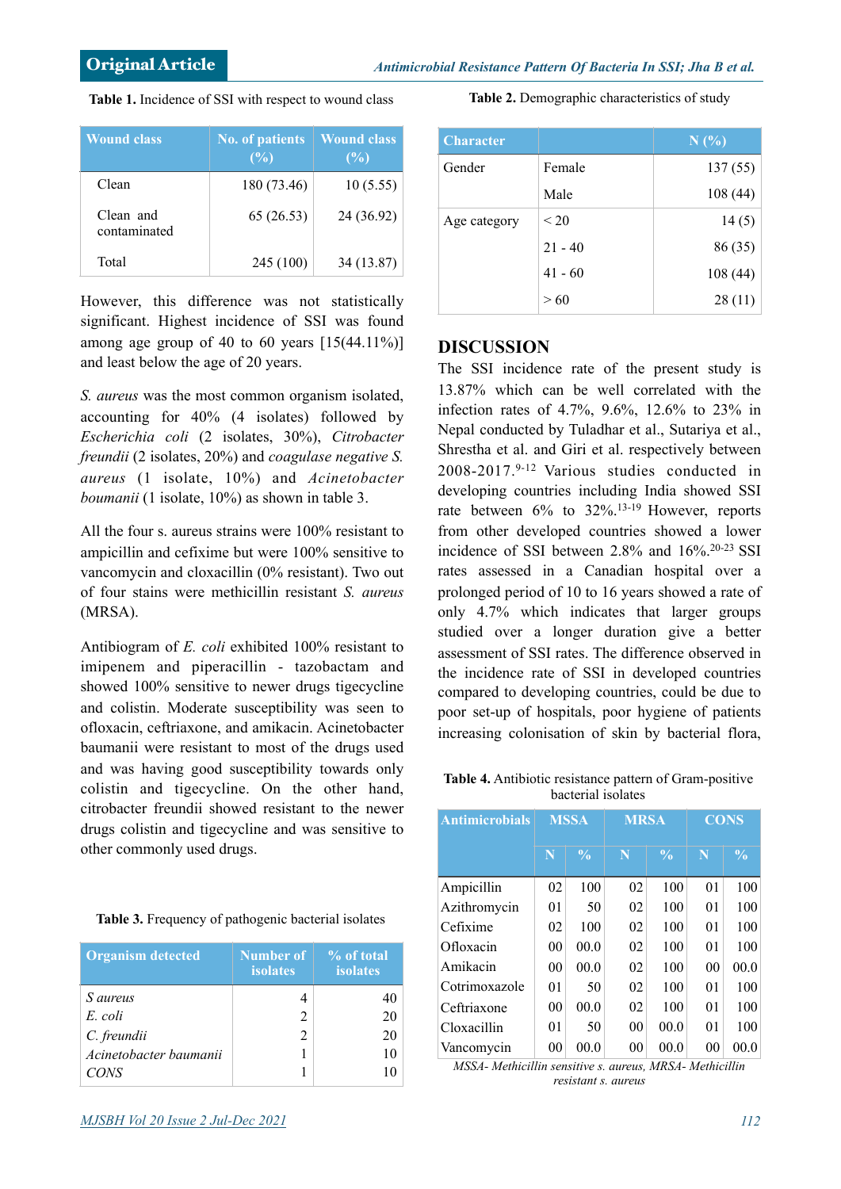**Table 1.** Incidence of SSI with respect to wound class

| Wound class | No. of patients (%) | Wound class (%) |
|---|---|---|
| Clean | 180 (73.46) | 10 (5.55) |
| Clean and contaminated | 65 (26.53) | 24 (36.92) |
| Total | 245 (100) | 34 (13.87) |

However, this difference was not statistically significant. Highest incidence of SSI was found among age group of 40 to 60 years [15(44.11%)] and least below the age of 20 years.

*S. aureus* was the most common organism isolated, accounting for 40% (4 isolates) followed by *Escherichia coli* (2 isolates, 30%), *Citrobacter freundii* (2 isolates, 20%) and *coagulase negative S. aureus* (1 isolate, 10%) and *Acinetobacter boumanii* (1 isolate, 10%) as shown in table 3.

All the four s. aureus strains were 100% resistant to ampicillin and cefixime but were 100% sensitive to vancomycin and cloxacillin (0% resistant). Two out of four stains were methicillin resistant *S. aureus* (MRSA).

Antibiogram of *E. coli* exhibited 100% resistant to imipenem and piperacillin - tazobactam and showed 100% sensitive to newer drugs tigecycline and colistin. Moderate susceptibility was seen to ofloxacin, ceftriaxone, and amikacin. Acinetobacter baumanii were resistant to most of the drugs used and was having good susceptibility towards only colistin and tigecycline. On the other hand, citrobacter freundii showed resistant to the newer drugs colistin and tigecycline and was sensitive to other commonly used drugs.

**Table 3.** Frequency of pathogenic bacterial isolates

| Organism detected | Number of isolates | % of total isolates |
|---|---|---|
| *S aureus* | 4 | 40 |
| *E. coli* | 2 | 20 |
| *C. freundii* | 2 | 20 |
| *Acinetobacter baumanii* | 1 | 10 |
| *CONS* | 1 | 10 |

**Table 2.** Demographic characteristics of study

| Character | | N (%) |
|---|---|---|
| Gender | Female | 137 (55) |
| | Male | 108 (44) |
| Age category | < 20 | 14 (5) |
| | 21 - 40 | 86 (35) |
| | 41 - 60 | 108 (44) |
| | > 60 | 28 (11) |

## DISCUSSION

The SSI incidence rate of the present study is 13.87% which can be well correlated with the infection rates of 4.7%, 9.6%, 12.6% to 23% in Nepal conducted by Tuladhar et al., Sutariya et al., Shrestha et al. and Giri et al. respectively between 2008-2017.[9-12] Various studies conducted in developing countries including India showed SSI rate between 6% to 32%.[13-19] However, reports from other developed countries showed a lower incidence of SSI between 2.8% and 16%.[20-23] SSI rates assessed in a Canadian hospital over a prolonged period of 10 to 16 years showed a rate of only 4.7% which indicates that larger groups studied over a longer duration give a better assessment of SSI rates. The difference observed in the incidence rate of SSI in developed countries compared to developing countries, could be due to poor set-up of hospitals, poor hygiene of patients increasing colonisation of skin by bacterial flora,

**Table 4.** Antibiotic resistance pattern of Gram-positive bacterial isolates

| Antimicrobials | MSSA | | MRSA | | CONS | |
|---|---|---|---|---|---|---|
| | N | % | N | % | N | % |
| Ampicillin | 02 | 100 | 02 | 100 | 01 | 100 |
| Azithromycin | 01 | 50 | 02 | 100 | 01 | 100 |
| Cefixime | 02 | 100 | 02 | 100 | 01 | 100 |
| Ofloxacin | 00 | 00.0 | 02 | 100 | 01 | 100 |
| Amikacin | 00 | 00.0 | 02 | 100 | 00 | 00.0 |
| Cotrimoxazole | 01 | 50 | 02 | 100 | 01 | 100 |
| Ceftriaxone | 00 | 00.0 | 02 | 100 | 01 | 100 |
| Cloxacillin | 01 | 50 | 00 | 00.0 | 01 | 100 |
| Vancomycin | 00 | 00.0 | 00 | 00.0 | 00 | 00.0 |

*MSSA- Methicillin sensitive s. aureus, MRSA- Methicillin resistant s. aureus*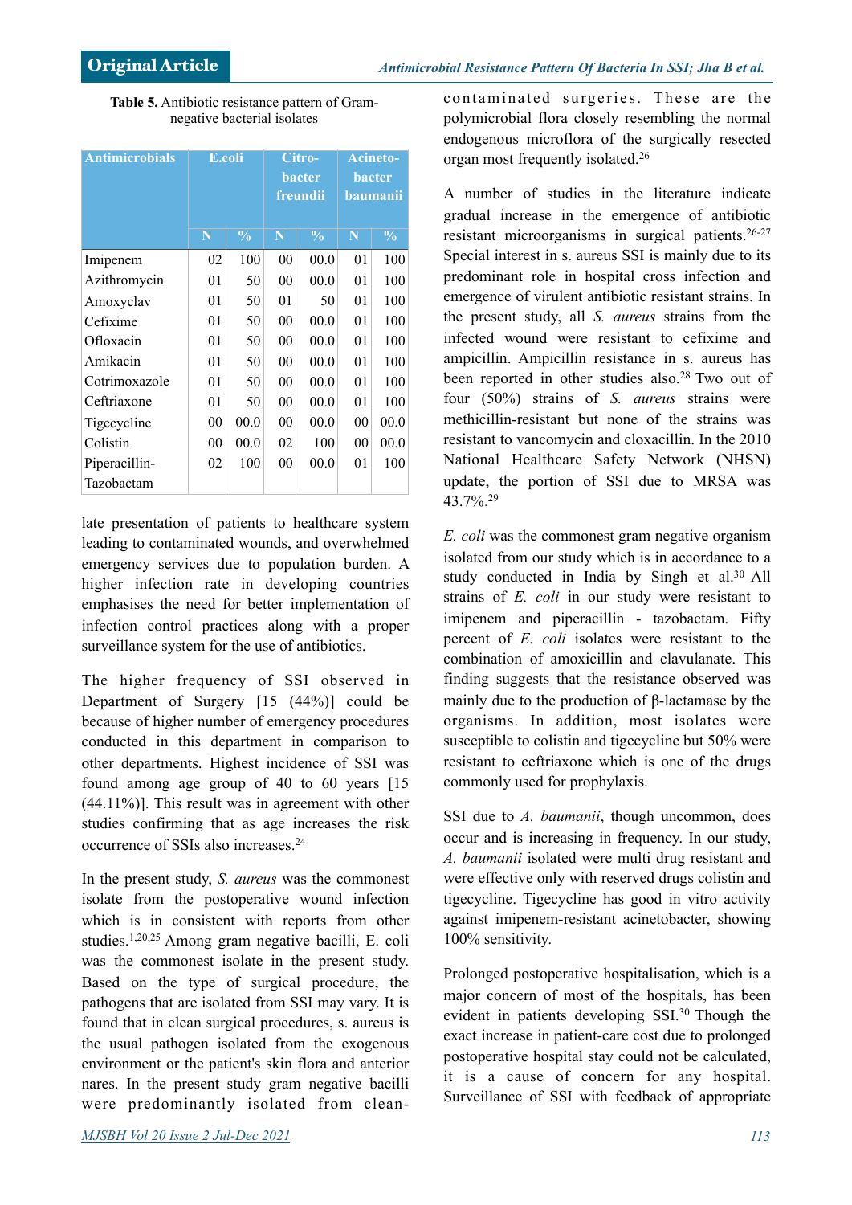**Table 5.** Antibiotic resistance pattern of Gram-negative bacterial isolates

| Antimicrobials | E.coli | | Citrobacter freundii | | Acinetobacter baumanii | |
|---|---|---|---|---|---|---|
| | N | % | N | % | N | % |
| Imipenem | 02 | 100 | 00 | 00.0 | 01 | 100 |
| Azithromycin | 01 | 50 | 00 | 00.0 | 01 | 100 |
| Amoxyclav | 01 | 50 | 01 | 50 | 01 | 100 |
| Cefixime | 01 | 50 | 00 | 00.0 | 01 | 100 |
| Ofloxacin | 01 | 50 | 00 | 00.0 | 01 | 100 |
| Amikacin | 01 | 50 | 00 | 00.0 | 01 | 100 |
| Cotrimoxazole | 01 | 50 | 00 | 00.0 | 01 | 100 |
| Ceftriaxone | 01 | 50 | 00 | 00.0 | 01 | 100 |
| Tigecycline | 00 | 00.0 | 00 | 00.0 | 00 | 00.0 |
| Colistin | 00 | 00.0 | 02 | 100 | 00 | 00.0 |
| Piperacillin-Tazobactam | 02 | 100 | 00 | 00.0 | 01 | 100 |

late presentation of patients to healthcare system leading to contaminated wounds, and overwhelmed emergency services due to population burden. A higher infection rate in developing countries emphasises the need for better implementation of infection control practices along with a proper surveillance system for the use of antibiotics.

The higher frequency of SSI observed in Department of Surgery [15 (44%)] could be because of higher number of emergency procedures conducted in this department in comparison to other departments. Highest incidence of SSI was found among age group of 40 to 60 years [15 (44.11%)]. This result was in agreement with other studies confirming that as age increases the risk occurrence of SSIs also increases.[24]

In the present study, *S. aureus* was the commonest isolate from the postoperative wound infection which is in consistent with reports from other studies.[1,20,25] Among gram negative bacilli, E. coli was the commonest isolate in the present study. Based on the type of surgical procedure, the pathogens that are isolated from SSI may vary. It is found that in clean surgical procedures, s. aureus is the usual pathogen isolated from the exogenous environment or the patient's skin flora and anterior nares. In the present study gram negative bacilli were predominantly isolated from clean-contaminated surgeries. These are the polymicrobial flora closely resembling the normal endogenous microflora of the surgically resected organ most frequently isolated.[26]

A number of studies in the literature indicate gradual increase in the emergence of antibiotic resistant microorganisms in surgical patients.[26-27] Special interest in s. aureus SSI is mainly due to its predominant role in hospital cross infection and emergence of virulent antibiotic resistant strains. In the present study, all *S. aureus* strains from the infected wound were resistant to cefixime and ampicillin. Ampicillin resistance in s. aureus has been reported in other studies also.[28] Two out of four (50%) strains of *S. aureus* strains were methicillin-resistant but none of the strains was resistant to vancomycin and cloxacillin. In the 2010 National Healthcare Safety Network (NHSN) update, the portion of SSI due to MRSA was 43.7%.[29]

*E. coli* was the commonest gram negative organism isolated from our study which is in accordance to a study conducted in India by Singh et al.[30] All strains of *E. coli* in our study were resistant to imipenem and piperacillin - tazobactam. Fifty percent of *E. coli* isolates were resistant to the combination of amoxicillin and clavulanate. This finding suggests that the resistance observed was mainly due to the production of β-lactamase by the organisms. In addition, most isolates were susceptible to colistin and tigecycline but 50% were resistant to ceftriaxone which is one of the drugs commonly used for prophylaxis.

SSI due to *A. baumanii*, though uncommon, does occur and is increasing in frequency. In our study, *A. baumanii* isolated were multi drug resistant and were effective only with reserved drugs colistin and tigecycline. Tigecycline has good in vitro activity against imipenem-resistant acinetobacter, showing 100% sensitivity.

Prolonged postoperative hospitalisation, which is a major concern of most of the hospitals, has been evident in patients developing SSI.[30] Though the exact increase in patient-care cost due to prolonged postoperative hospital stay could not be calculated, it is a cause of concern for any hospital. Surveillance of SSI with feedback of appropriate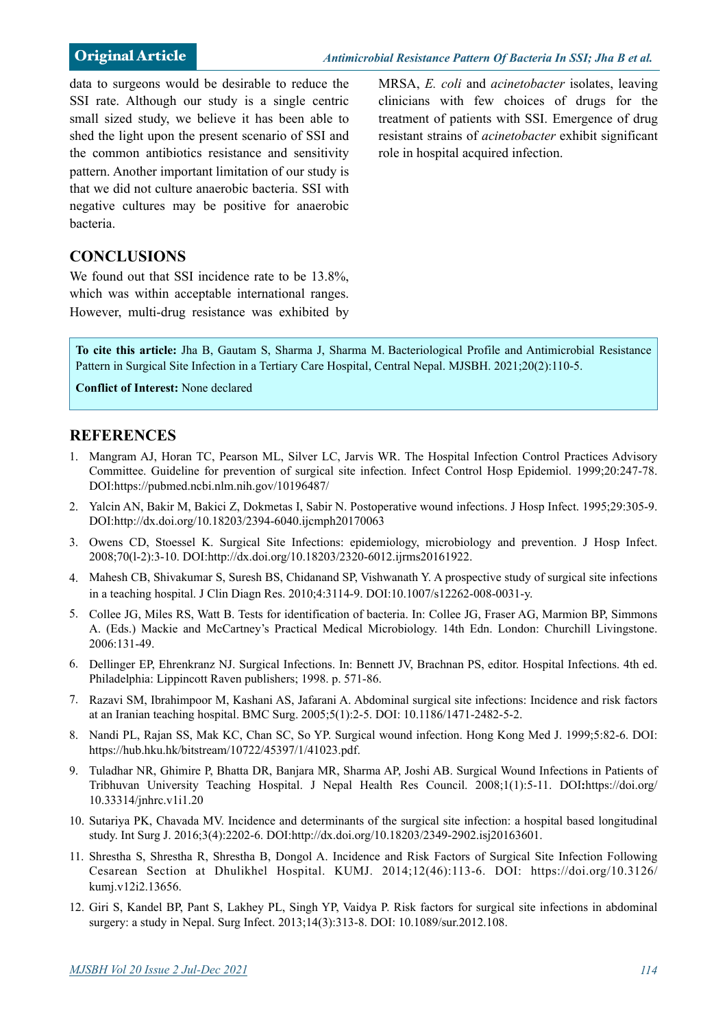data to surgeons would be desirable to reduce the SSI rate. Although our study is a single centric small sized study, we believe it has been able to shed the light upon the present scenario of SSI and the common antibiotics resistance and sensitivity pattern. Another important limitation of our study is that we did not culture anaerobic bacteria. SSI with negative cultures may be positive for anaerobic bacteria.

## CONCLUSIONS

We found out that SSI incidence rate to be 13.8%, which was within acceptable international ranges. However, multi-drug resistance was exhibited by MRSA, *E. coli* and *acinetobacter* isolates, leaving clinicians with few choices of drugs for the treatment of patients with SSI. Emergence of drug resistant strains of *acinetobacter* exhibit significant role in hospital acquired infection.

**To cite this article:** Jha B, Gautam S, Sharma J, Sharma M. Bacteriological Profile and Antimicrobial Resistance Pattern in Surgical Site Infection in a Tertiary Care Hospital, Central Nepal. MJSBH. 2021;20(2):110-5.

**Conflict of Interest:** None declared

## REFERENCES

1. Mangram AJ, Horan TC, Pearson ML, Silver LC, Jarvis WR. The Hospital Infection Control Practices Advisory Committee. Guideline for prevention of surgical site infection. Infect Control Hosp Epidemiol. 1999;20:247-78. DOI:https://pubmed.ncbi.nlm.nih.gov/10196487/
2. Yalcin AN, Bakir M, Bakici Z, Dokmetas I, Sabir N. Postoperative wound infections. J Hosp Infect. 1995;29:305-9. DOI:http://dx.doi.org/10.18203/2394-6040.ijcmph20170063
3. Owens CD, Stoessel K. Surgical Site Infections: epidemiology, microbiology and prevention. J Hosp Infect. 2008;70(l-2):3-10. DOI:http://dx.doi.org/10.18203/2320-6012.ijrms20161922.
4. Mahesh CB, Shivakumar S, Suresh BS, Chidanand SP, Vishwanath Y. A prospective study of surgical site infections in a teaching hospital. J Clin Diagn Res. 2010;4:3114-9. DOI:10.1007/s12262-008-0031-y.
5. Collee JG, Miles RS, Watt B. Tests for identification of bacteria. In: Collee JG, Fraser AG, Marmion BP, Simmons A. (Eds.) Mackie and McCartney's Practical Medical Microbiology. 14th Edn. London: Churchill Livingstone. 2006:131-49.
6. Dellinger EP, Ehrenkranz NJ. Surgical Infections. In: Bennett JV, Brachnan PS, editor. Hospital Infections. 4th ed. Philadelphia: Lippincott Raven publishers; 1998. p. 571-86.
7. Razavi SM, Ibrahimpoor M, Kashani AS, Jafarani A. Abdominal surgical site infections: Incidence and risk factors at an Iranian teaching hospital. BMC Surg. 2005;5(1):2-5. DOI: 10.1186/1471-2482-5-2.
8. Nandi PL, Rajan SS, Mak KC, Chan SC, So YP. Surgical wound infection. Hong Kong Med J. 1999;5:82-6. DOI: https://hub.hku.hk/bitstream/10722/45397/1/41023.pdf.
9. Tuladhar NR, Ghimire P, Bhatta DR, Banjara MR, Sharma AP, Joshi AB. Surgical Wound Infections in Patients of Tribhuvan University Teaching Hospital. J Nepal Health Res Council. 2008;1(1):5-11. DOI:https://doi.org/10.33314/jnhrc.v1i1.20
10. Sutariya PK, Chavada MV. Incidence and determinants of the surgical site infection: a hospital based longitudinal study. Int Surg J. 2016;3(4):2202-6. DOI:http://dx.doi.org/10.18203/2349-2902.isj20163601.
11. Shrestha S, Shrestha R, Shrestha B, Dongol A. Incidence and Risk Factors of Surgical Site Infection Following Cesarean Section at Dhulikhel Hospital. KUMJ. 2014;12(46):113-6. DOI: https://doi.org/10.3126/kumj.v12i2.13656.
12. Giri S, Kandel BP, Pant S, Lakhey PL, Singh YP, Vaidya P. Risk factors for surgical site infections in abdominal surgery: a study in Nepal. Surg Infect. 2013;14(3):313-8. DOI: 10.1089/sur.2012.108.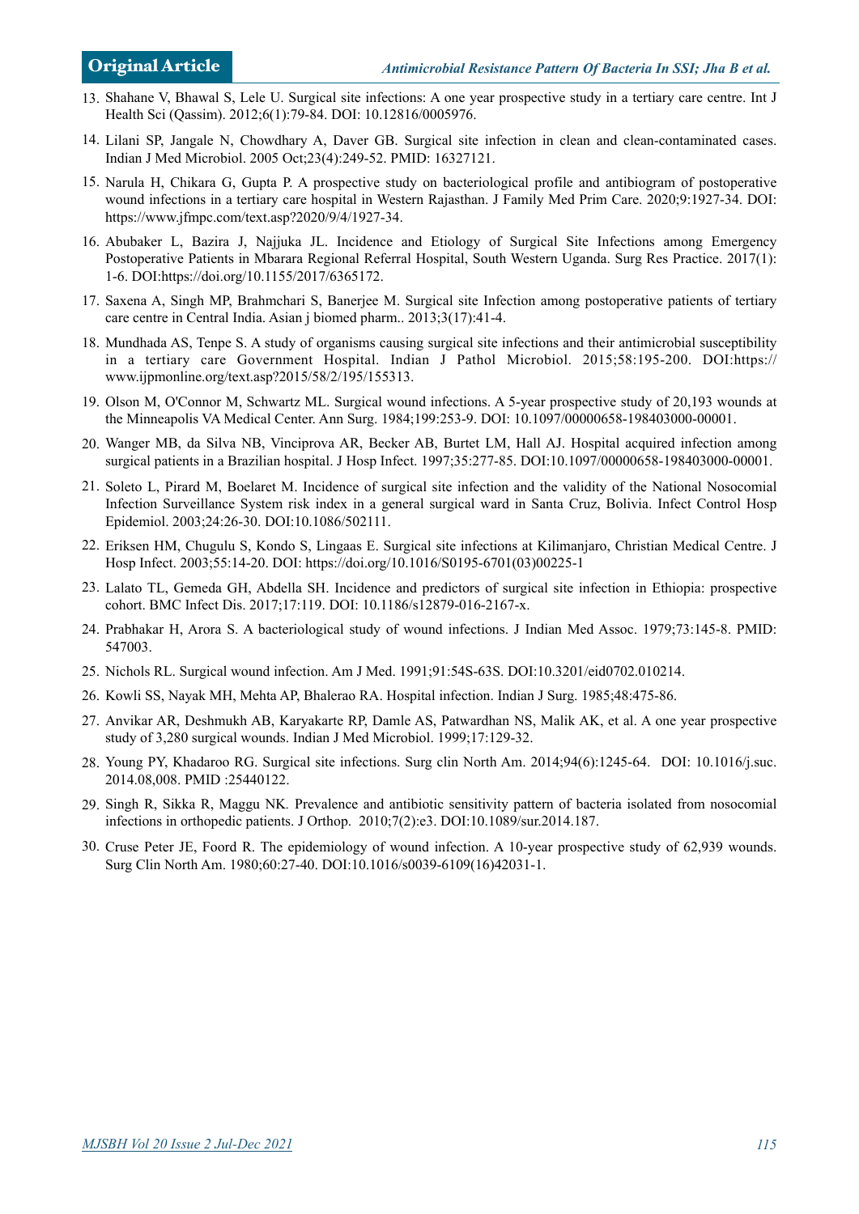13. Shahane V, Bhawal S, Lele U. Surgical site infections: A one year prospective study in a tertiary care centre. Int J Health Sci (Qassim). 2012;6(1):79-84. DOI: 10.12816/0005976.
14. Lilani SP, Jangale N, Chowdhary A, Daver GB. Surgical site infection in clean and clean-contaminated cases. Indian J Med Microbiol. 2005 Oct;23(4):249-52. PMID: 16327121.
15. Narula H, Chikara G, Gupta P. A prospective study on bacteriological profile and antibiogram of postoperative wound infections in a tertiary care hospital in Western Rajasthan. J Family Med Prim Care. 2020;9:1927-34. DOI: https://www.jfmpc.com/text.asp?2020/9/4/1927-34.
16. Abubaker L, Bazira J, Najjuka JL. Incidence and Etiology of Surgical Site Infections among Emergency Postoperative Patients in Mbarara Regional Referral Hospital, South Western Uganda. Surg Res Practice. 2017(1): 1-6. DOI:https://doi.org/10.1155/2017/6365172.
17. Saxena A, Singh MP, Brahmchari S, Banerjee M. Surgical site Infection among postoperative patients of tertiary care centre in Central India. Asian j biomed pharm.. 2013;3(17):41-4.
18. Mundhada AS, Tenpe S. A study of organisms causing surgical site infections and their antimicrobial susceptibility in a tertiary care Government Hospital. Indian J Pathol Microbiol. 2015;58:195-200. DOI:https://www.ijpmonline.org/text.asp?2015/58/2/195/155313.
19. Olson M, O'Connor M, Schwartz ML. Surgical wound infections. A 5-year prospective study of 20,193 wounds at the Minneapolis VA Medical Center. Ann Surg. 1984;199:253-9. DOI: 10.1097/00000658-198403000-00001.
20. Wanger MB, da Silva NB, Vinciprova AR, Becker AB, Burtet LM, Hall AJ. Hospital acquired infection among surgical patients in a Brazilian hospital. J Hosp Infect. 1997;35:277-85. DOI:10.1097/00000658-198403000-00001.
21. Soleto L, Pirard M, Boelaret M. Incidence of surgical site infection and the validity of the National Nosocomial Infection Surveillance System risk index in a general surgical ward in Santa Cruz, Bolivia. Infect Control Hosp Epidemiol. 2003;24:26-30. DOI:10.1086/502111.
22. Eriksen HM, Chugulu S, Kondo S, Lingaas E. Surgical site infections at Kilimanjaro, Christian Medical Centre. J Hosp Infect. 2003;55:14-20. DOI: https://doi.org/10.1016/S0195-6701(03)00225-1
23. Lalato TL, Gemeda GH, Abdella SH. Incidence and predictors of surgical site infection in Ethiopia: prospective cohort. BMC Infect Dis. 2017;17:119. DOI: 10.1186/s12879-016-2167-x.
24. Prabhakar H, Arora S. A bacteriological study of wound infections. J Indian Med Assoc. 1979;73:145-8. PMID: 547003.
25. Nichols RL. Surgical wound infection. Am J Med. 1991;91:54S-63S. DOI:10.3201/eid0702.010214.
26. Kowli SS, Nayak MH, Mehta AP, Bhalerao RA. Hospital infection. Indian J Surg. 1985;48:475-86.
27. Anvikar AR, Deshmukh AB, Karyakarte RP, Damle AS, Patwardhan NS, Malik AK, et al. A one year prospective study of 3,280 surgical wounds. Indian J Med Microbiol. 1999;17:129-32.
28. Young PY, Khadaroo RG. Surgical site infections. Surg clin North Am. 2014;94(6):1245-64. DOI: 10.1016/j.suc. 2014.08,008. PMID :25440122.
29. Singh R, Sikka R, Maggu NK. Prevalence and antibiotic sensitivity pattern of bacteria isolated from nosocomial infections in orthopedic patients. J Orthop. 2010;7(2):e3. DOI:10.1089/sur.2014.187.
30. Cruse Peter JE, Foord R. The epidemiology of wound infection. A 10-year prospective study of 62,939 wounds. Surg Clin North Am. 1980;60:27-40. DOI:10.1016/s0039-6109(16)42031-1.